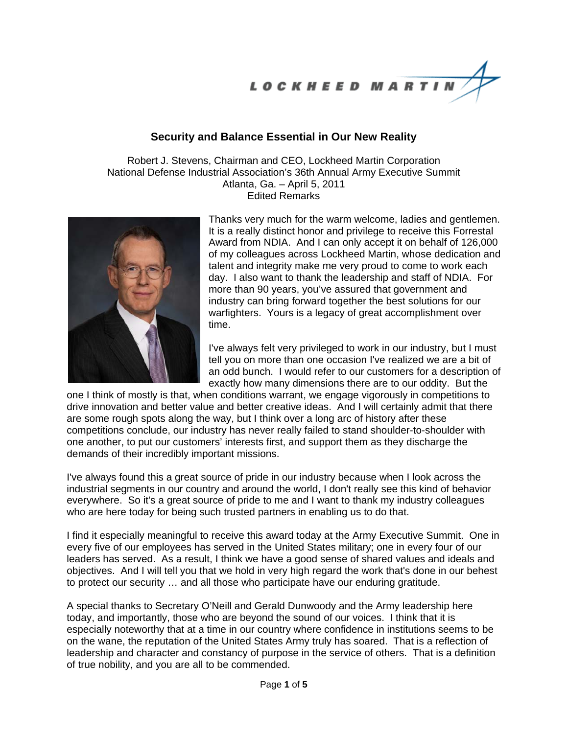# Security and Balance Essential in Our New Reality

Robert J. Stevens, Chairman and CEO, Lockheed Martin Corporation
National Defense Industrial Association's 36th Annual Army Executive Summit
Atlanta, Ga. – April 5, 2011
Edited Remarks

Thanks very much for the warm welcome, ladies and gentlemen. It is a really distinct honor and privilege to receive this Forrestal Award from NDIA. And I can only accept it on behalf of 126,000 of my colleagues across Lockheed Martin, whose dedication and talent and integrity make me very proud to come to work each day. I also want to thank the leadership and staff of NDIA. For more than 90 years, you've assured that government and industry can bring forward together the best solutions for our warfighters. Yours is a legacy of great accomplishment over time.

I've always felt very privileged to work in our industry, but I must tell you on more than one occasion I've realized we are a bit of an odd bunch. I would refer to our customers for a description of exactly how many dimensions there are to our oddity. But the one I think of mostly is that, when conditions warrant, we engage vigorously in competitions to drive innovation and better value and better creative ideas. And I will certainly admit that there are some rough spots along the way, but I think over a long arc of history after these competitions conclude, our industry has never really failed to stand shoulder-to-shoulder with one another, to put our customers' interests first, and support them as they discharge the demands of their incredibly important missions.

I've always found this a great source of pride in our industry because when I look across the industrial segments in our country and around the world, I don't really see this kind of behavior everywhere. So it's a great source of pride to me and I want to thank my industry colleagues who are here today for being such trusted partners in enabling us to do that.

I find it especially meaningful to receive this award today at the Army Executive Summit. One in every five of our employees has served in the United States military; one in every four of our leaders has served. As a result, I think we have a good sense of shared values and ideals and objectives. And I will tell you that we hold in very high regard the work that's done in our behest to protect our security … and all those who participate have our enduring gratitude.

A special thanks to Secretary O'Neill and Gerald Dunwoody and the Army leadership here today, and importantly, those who are beyond the sound of our voices. I think that it is especially noteworthy that at a time in our country where confidence in institutions seems to be on the wane, the reputation of the United States Army truly has soared. That is a reflection of leadership and character and constancy of purpose in the service of others. That is a definition of true nobility, and you are all to be commended.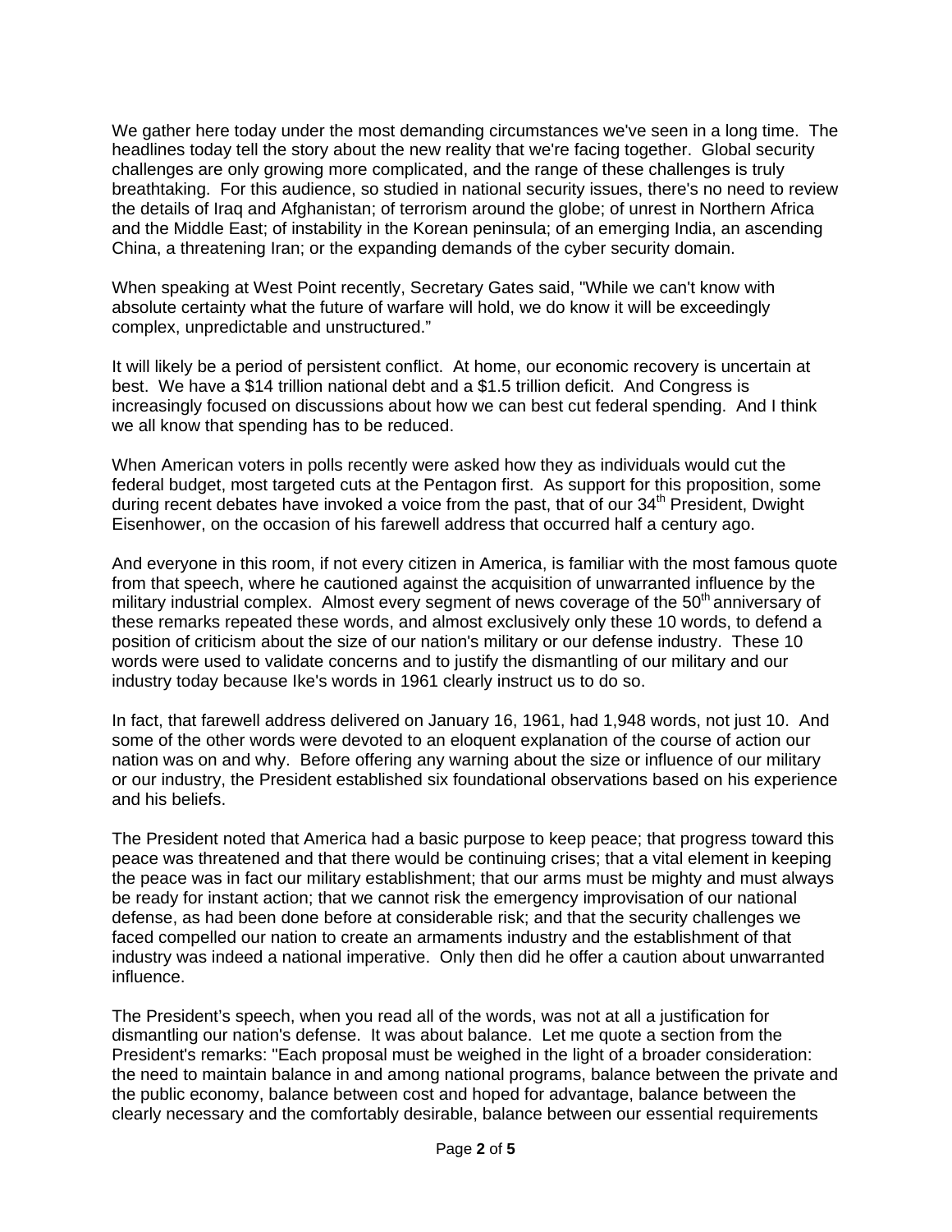We gather here today under the most demanding circumstances we've seen in a long time. The headlines today tell the story about the new reality that we're facing together. Global security challenges are only growing more complicated, and the range of these challenges is truly breathtaking. For this audience, so studied in national security issues, there's no need to review the details of Iraq and Afghanistan; of terrorism around the globe; of unrest in Northern Africa and the Middle East; of instability in the Korean peninsula; of an emerging India, an ascending China, a threatening Iran; or the expanding demands of the cyber security domain.

When speaking at West Point recently, Secretary Gates said, "While we can't know with absolute certainty what the future of warfare will hold, we do know it will be exceedingly complex, unpredictable and unstructured."

It will likely be a period of persistent conflict. At home, our economic recovery is uncertain at best. We have a $14 trillion national debt and a $1.5 trillion deficit. And Congress is increasingly focused on discussions about how we can best cut federal spending. And I think we all know that spending has to be reduced.

When American voters in polls recently were asked how they as individuals would cut the federal budget, most targeted cuts at the Pentagon first. As support for this proposition, some during recent debates have invoked a voice from the past, that of our 34th President, Dwight Eisenhower, on the occasion of his farewell address that occurred half a century ago.

And everyone in this room, if not every citizen in America, is familiar with the most famous quote from that speech, where he cautioned against the acquisition of unwarranted influence by the military industrial complex. Almost every segment of news coverage of the 50th anniversary of these remarks repeated these words, and almost exclusively only these 10 words, to defend a position of criticism about the size of our nation's military or our defense industry. These 10 words were used to validate concerns and to justify the dismantling of our military and our industry today because Ike's words in 1961 clearly instruct us to do so.

In fact, that farewell address delivered on January 16, 1961, had 1,948 words, not just 10. And some of the other words were devoted to an eloquent explanation of the course of action our nation was on and why. Before offering any warning about the size or influence of our military or our industry, the President established six foundational observations based on his experience and his beliefs.

The President noted that America had a basic purpose to keep peace; that progress toward this peace was threatened and that there would be continuing crises; that a vital element in keeping the peace was in fact our military establishment; that our arms must be mighty and must always be ready for instant action; that we cannot risk the emergency improvisation of our national defense, as had been done before at considerable risk; and that the security challenges we faced compelled our nation to create an armaments industry and the establishment of that industry was indeed a national imperative. Only then did he offer a caution about unwarranted influence.

The President's speech, when you read all of the words, was not at all a justification for dismantling our nation's defense. It was about balance. Let me quote a section from the President's remarks: "Each proposal must be weighed in the light of a broader consideration: the need to maintain balance in and among national programs, balance between the private and the public economy, balance between cost and hoped for advantage, balance between the clearly necessary and the comfortably desirable, balance between our essential requirements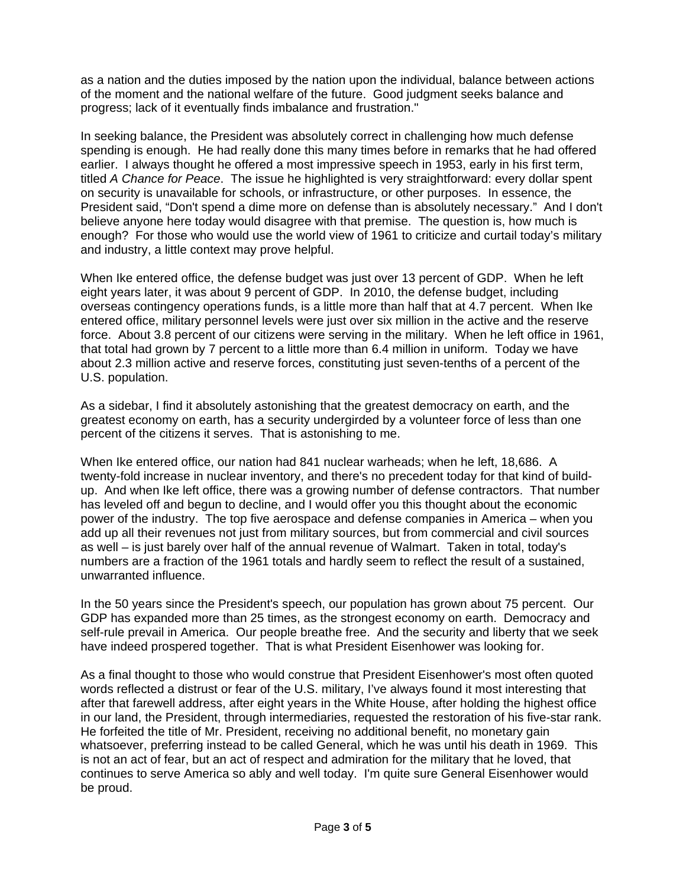as a nation and the duties imposed by the nation upon the individual, balance between actions of the moment and the national welfare of the future. Good judgment seeks balance and progress; lack of it eventually finds imbalance and frustration."

In seeking balance, the President was absolutely correct in challenging how much defense spending is enough. He had really done this many times before in remarks that he had offered earlier. I always thought he offered a most impressive speech in 1953, early in his first term, titled *A Chance for Peace*. The issue he highlighted is very straightforward: every dollar spent on security is unavailable for schools, or infrastructure, or other purposes. In essence, the President said, "Don't spend a dime more on defense than is absolutely necessary." And I don't believe anyone here today would disagree with that premise. The question is, how much is enough? For those who would use the world view of 1961 to criticize and curtail today's military and industry, a little context may prove helpful.

When Ike entered office, the defense budget was just over 13 percent of GDP. When he left eight years later, it was about 9 percent of GDP. In 2010, the defense budget, including overseas contingency operations funds, is a little more than half that at 4.7 percent. When Ike entered office, military personnel levels were just over six million in the active and the reserve force. About 3.8 percent of our citizens were serving in the military. When he left office in 1961, that total had grown by 7 percent to a little more than 6.4 million in uniform. Today we have about 2.3 million active and reserve forces, constituting just seven-tenths of a percent of the U.S. population.

As a sidebar, I find it absolutely astonishing that the greatest democracy on earth, and the greatest economy on earth, has a security undergirded by a volunteer force of less than one percent of the citizens it serves. That is astonishing to me.

When Ike entered office, our nation had 841 nuclear warheads; when he left, 18,686. A twenty-fold increase in nuclear inventory, and there's no precedent today for that kind of build-up. And when Ike left office, there was a growing number of defense contractors. That number has leveled off and begun to decline, and I would offer you this thought about the economic power of the industry. The top five aerospace and defense companies in America – when you add up all their revenues not just from military sources, but from commercial and civil sources as well – is just barely over half of the annual revenue of Walmart. Taken in total, today's numbers are a fraction of the 1961 totals and hardly seem to reflect the result of a sustained, unwarranted influence.

In the 50 years since the President's speech, our population has grown about 75 percent. Our GDP has expanded more than 25 times, as the strongest economy on earth. Democracy and self-rule prevail in America. Our people breathe free. And the security and liberty that we seek have indeed prospered together. That is what President Eisenhower was looking for.

As a final thought to those who would construe that President Eisenhower's most often quoted words reflected a distrust or fear of the U.S. military, I've always found it most interesting that after that farewell address, after eight years in the White House, after holding the highest office in our land, the President, through intermediaries, requested the restoration of his five-star rank. He forfeited the title of Mr. President, receiving no additional benefit, no monetary gain whatsoever, preferring instead to be called General, which he was until his death in 1969. This is not an act of fear, but an act of respect and admiration for the military that he loved, that continues to serve America so ably and well today. I'm quite sure General Eisenhower would be proud.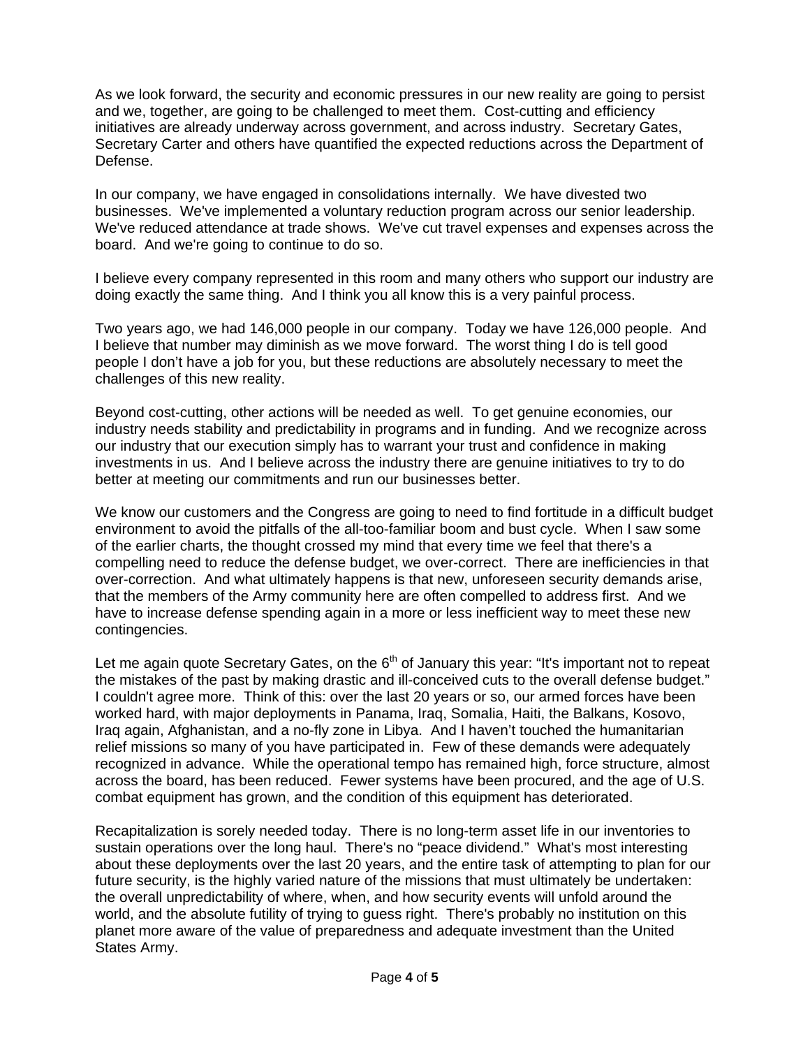As we look forward, the security and economic pressures in our new reality are going to persist and we, together, are going to be challenged to meet them. Cost-cutting and efficiency initiatives are already underway across government, and across industry. Secretary Gates, Secretary Carter and others have quantified the expected reductions across the Department of Defense.

In our company, we have engaged in consolidations internally. We have divested two businesses. We've implemented a voluntary reduction program across our senior leadership. We've reduced attendance at trade shows. We've cut travel expenses and expenses across the board. And we're going to continue to do so.

I believe every company represented in this room and many others who support our industry are doing exactly the same thing. And I think you all know this is a very painful process.

Two years ago, we had 146,000 people in our company. Today we have 126,000 people. And I believe that number may diminish as we move forward. The worst thing I do is tell good people I don't have a job for you, but these reductions are absolutely necessary to meet the challenges of this new reality.

Beyond cost-cutting, other actions will be needed as well. To get genuine economies, our industry needs stability and predictability in programs and in funding. And we recognize across our industry that our execution simply has to warrant your trust and confidence in making investments in us. And I believe across the industry there are genuine initiatives to try to do better at meeting our commitments and run our businesses better.

We know our customers and the Congress are going to need to find fortitude in a difficult budget environment to avoid the pitfalls of the all-too-familiar boom and bust cycle. When I saw some of the earlier charts, the thought crossed my mind that every time we feel that there's a compelling need to reduce the defense budget, we over-correct. There are inefficiencies in that over-correction. And what ultimately happens is that new, unforeseen security demands arise, that the members of the Army community here are often compelled to address first. And we have to increase defense spending again in a more or less inefficient way to meet these new contingencies.

Let me again quote Secretary Gates, on the 6th of January this year: "It's important not to repeat the mistakes of the past by making drastic and ill-conceived cuts to the overall defense budget." I couldn't agree more. Think of this: over the last 20 years or so, our armed forces have been worked hard, with major deployments in Panama, Iraq, Somalia, Haiti, the Balkans, Kosovo, Iraq again, Afghanistan, and a no-fly zone in Libya. And I haven't touched the humanitarian relief missions so many of you have participated in. Few of these demands were adequately recognized in advance. While the operational tempo has remained high, force structure, almost across the board, has been reduced. Fewer systems have been procured, and the age of U.S. combat equipment has grown, and the condition of this equipment has deteriorated.

Recapitalization is sorely needed today. There is no long-term asset life in our inventories to sustain operations over the long haul. There's no "peace dividend." What's most interesting about these deployments over the last 20 years, and the entire task of attempting to plan for our future security, is the highly varied nature of the missions that must ultimately be undertaken: the overall unpredictability of where, when, and how security events will unfold around the world, and the absolute futility of trying to guess right. There's probably no institution on this planet more aware of the value of preparedness and adequate investment than the United States Army.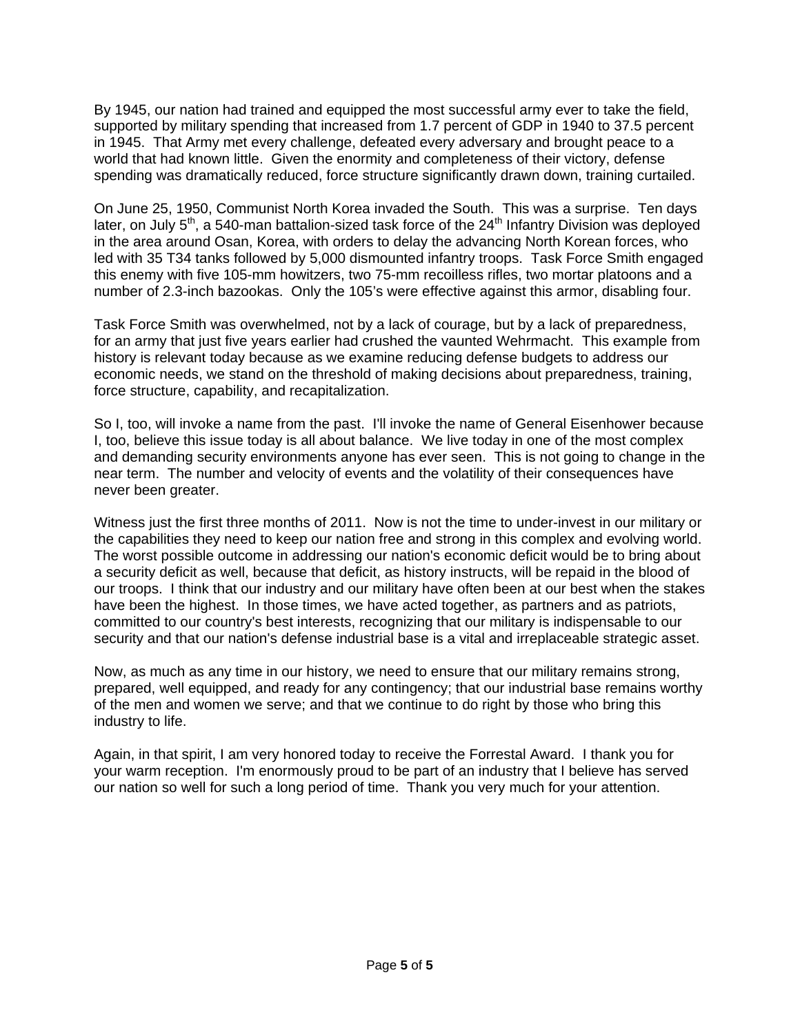By 1945, our nation had trained and equipped the most successful army ever to take the field, supported by military spending that increased from 1.7 percent of GDP in 1940 to 37.5 percent in 1945. That Army met every challenge, defeated every adversary and brought peace to a world that had known little. Given the enormity and completeness of their victory, defense spending was dramatically reduced, force structure significantly drawn down, training curtailed.

On June 25, 1950, Communist North Korea invaded the South. This was a surprise. Ten days later, on July 5th, a 540-man battalion-sized task force of the 24th Infantry Division was deployed in the area around Osan, Korea, with orders to delay the advancing North Korean forces, who led with 35 T34 tanks followed by 5,000 dismounted infantry troops. Task Force Smith engaged this enemy with five 105-mm howitzers, two 75-mm recoilless rifles, two mortar platoons and a number of 2.3-inch bazookas. Only the 105's were effective against this armor, disabling four.

Task Force Smith was overwhelmed, not by a lack of courage, but by a lack of preparedness, for an army that just five years earlier had crushed the vaunted Wehrmacht. This example from history is relevant today because as we examine reducing defense budgets to address our economic needs, we stand on the threshold of making decisions about preparedness, training, force structure, capability, and recapitalization.

So I, too, will invoke a name from the past. I'll invoke the name of General Eisenhower because I, too, believe this issue today is all about balance. We live today in one of the most complex and demanding security environments anyone has ever seen. This is not going to change in the near term. The number and velocity of events and the volatility of their consequences have never been greater.

Witness just the first three months of 2011. Now is not the time to under-invest in our military or the capabilities they need to keep our nation free and strong in this complex and evolving world. The worst possible outcome in addressing our nation's economic deficit would be to bring about a security deficit as well, because that deficit, as history instructs, will be repaid in the blood of our troops. I think that our industry and our military have often been at our best when the stakes have been the highest. In those times, we have acted together, as partners and as patriots, committed to our country's best interests, recognizing that our military is indispensable to our security and that our nation's defense industrial base is a vital and irreplaceable strategic asset.

Now, as much as any time in our history, we need to ensure that our military remains strong, prepared, well equipped, and ready for any contingency; that our industrial base remains worthy of the men and women we serve; and that we continue to do right by those who bring this industry to life.

Again, in that spirit, I am very honored today to receive the Forrestal Award. I thank you for your warm reception. I'm enormously proud to be part of an industry that I believe has served our nation so well for such a long period of time. Thank you very much for your attention.